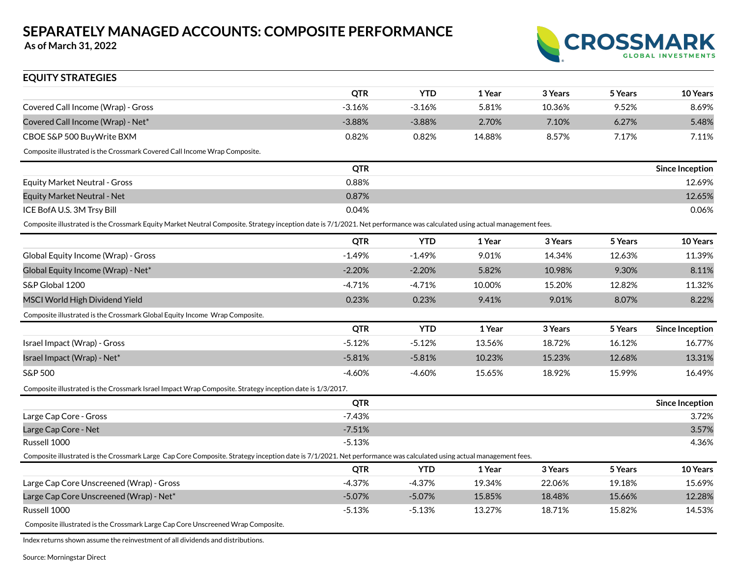# SEPARATELY MANAGED ACCOUNTS: COMPOSITE PERFORMANCE

**As of March 31, 2022**

## EQUITY STRATEGIES

| | QTR | YTD | 1 Year | 3 Years | 5 Years | 10 Years |
|---|---|---|---|---|---|---|
| Covered Call Income (Wrap) - Gross | -3.16% | -3.16% | 5.81% | 10.36% | 9.52% | 8.69% |
| Covered Call Income (Wrap) - Net* | -3.88% | -3.88% | 2.70% | 7.10% | 6.27% | 5.48% |
| CBOE S&P 500 BuyWrite BXM | 0.82% | 0.82% | 14.88% | 8.57% | 7.17% | 7.11% |

Composite illustrated is the Crossmark Covered Call Income Wrap Composite.

| | QTR | Since Inception |
|---|---|---|
| Equity Market Neutral - Gross | 0.88% | 12.69% |
| Equity Market Neutral - Net | 0.87% | 12.65% |
| ICE BofA U.S. 3M Trsy Bill | 0.04% | 0.06% |

Composite illustrated is the Crossmark Equity Market Neutral Composite. Strategy inception date is 7/1/2021. Net performance was calculated using actual management fees.

| | QTR | YTD | 1 Year | 3 Years | 5 Years | 10 Years |
|---|---|---|---|---|---|---|
| Global Equity Income (Wrap) - Gross | -1.49% | -1.49% | 9.01% | 14.34% | 12.63% | 11.39% |
| Global Equity Income (Wrap) - Net* | -2.20% | -2.20% | 5.82% | 10.98% | 9.30% | 8.11% |
| S&P Global 1200 | -4.71% | -4.71% | 10.00% | 15.20% | 12.82% | 11.32% |
| MSCI World High Dividend Yield | 0.23% | 0.23% | 9.41% | 9.01% | 8.07% | 8.22% |

Composite illustrated is the Crossmark Global Equity Income Wrap Composite.

| | QTR | YTD | 1 Year | 3 Years | 5 Years | Since Inception |
|---|---|---|---|---|---|---|
| Israel Impact (Wrap) - Gross | -5.12% | -5.12% | 13.56% | 18.72% | 16.12% | 16.77% |
| Israel Impact (Wrap) - Net* | -5.81% | -5.81% | 10.23% | 15.23% | 12.68% | 13.31% |
| S&P 500 | -4.60% | -4.60% | 15.65% | 18.92% | 15.99% | 16.49% |

Composite illustrated is the Crossmark Israel Impact Wrap Composite. Strategy inception date is 1/3/2017.

| | QTR | Since Inception |
|---|---|---|
| Large Cap Core - Gross | -7.43% | 3.72% |
| Large Cap Core - Net | -7.51% | 3.57% |
| Russell 1000 | -5.13% | 4.36% |

Composite illustrated is the Crossmark Large Cap Core Composite. Strategy inception date is 7/1/2021. Net performance was calculated using actual management fees.

| | QTR | YTD | 1 Year | 3 Years | 5 Years | 10 Years |
|---|---|---|---|---|---|---|
| Large Cap Core Unscreened (Wrap) - Gross | -4.37% | -4.37% | 19.34% | 22.06% | 19.18% | 15.69% |
| Large Cap Core Unscreened (Wrap) - Net* | -5.07% | -5.07% | 15.85% | 18.48% | 15.66% | 12.28% |
| Russell 1000 | -5.13% | -5.13% | 13.27% | 18.71% | 15.82% | 14.53% |

Composite illustrated is the Crossmark Large Cap Core Unscreened Wrap Composite.

Index returns shown assume the reinvestment of all dividends and distributions.

Source: Morningstar Direct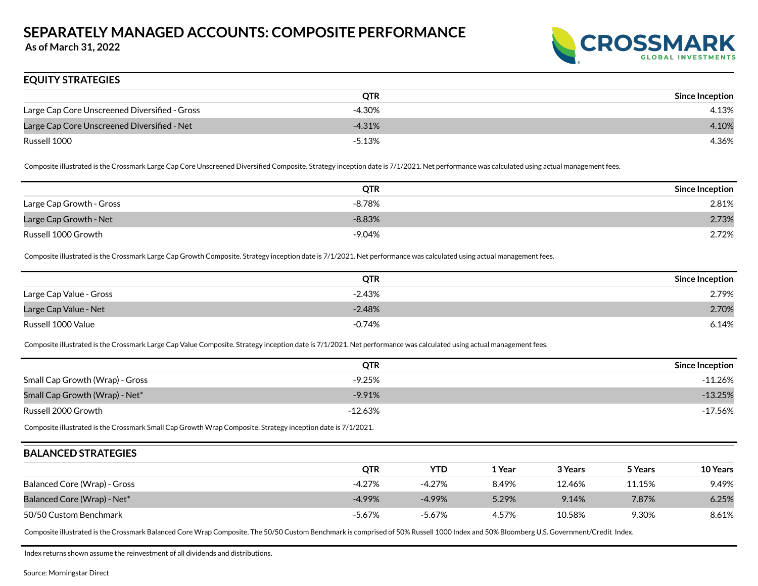# SEPARATELY MANAGED ACCOUNTS: COMPOSITE PERFORMANCE

**As of March 31, 2022**

## EQUITY STRATEGIES

| | QTR | Since Inception |
|---|---|---|
| Large Cap Core Unscreened Diversified - Gross | -4.30% | 4.13% |
| Large Cap Core Unscreened Diversified - Net | -4.31% | 4.10% |
| Russell 1000 | -5.13% | 4.36% |

Composite illustrated is the Crossmark Large Cap Core Unscreened Diversified Composite. Strategy inception date is 7/1/2021. Net performance was calculated using actual management fees.

| | QTR | Since Inception |
|---|---|---|
| Large Cap Growth - Gross | -8.78% | 2.81% |
| Large Cap Growth - Net | -8.83% | 2.73% |
| Russell 1000 Growth | -9.04% | 2.72% |

Composite illustrated is the Crossmark Large Cap Growth Composite. Strategy inception date is 7/1/2021. Net performance was calculated using actual management fees.

| | QTR | Since Inception |
|---|---|---|
| Large Cap Value - Gross | -2.43% | 2.79% |
| Large Cap Value - Net | -2.48% | 2.70% |
| Russell 1000 Value | -0.74% | 6.14% |

Composite illustrated is the Crossmark Large Cap Value Composite. Strategy inception date is 7/1/2021. Net performance was calculated using actual management fees.

| | QTR | Since Inception |
|---|---|---|
| Small Cap Growth (Wrap) - Gross | -9.25% | -11.26% |
| Small Cap Growth (Wrap) - Net* | -9.91% | -13.25% |
| Russell 2000 Growth | -12.63% | -17.56% |

Composite illustrated is the Crossmark Small Cap Growth Wrap Composite. Strategy inception date is 7/1/2021.

## BALANCED STRATEGIES

| | QTR | YTD | 1 Year | 3 Years | 5 Years | 10 Years |
|---|---|---|---|---|---|---|
| Balanced Core (Wrap) - Gross | -4.27% | -4.27% | 8.49% | 12.46% | 11.15% | 9.49% |
| Balanced Core (Wrap) - Net* | -4.99% | -4.99% | 5.29% | 9.14% | 7.87% | 6.25% |
| 50/50 Custom Benchmark | -5.67% | -5.67% | 4.57% | 10.58% | 9.30% | 8.61% |

Composite illustrated is the Crossmark Balanced Core Wrap Composite. The 50/50 Custom Benchmark is comprised of 50% Russell 1000 Index and 50% Bloomberg U.S. Government/Credit Index.

Index returns shown assume the reinvestment of all dividends and distributions.

Source: Morningstar Direct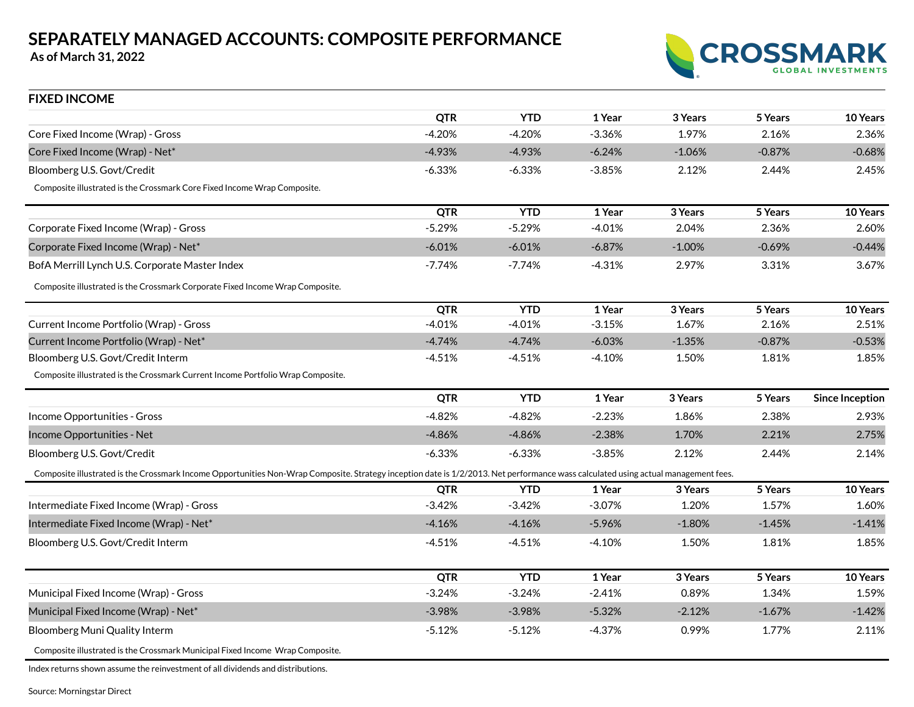# SEPARATELY MANAGED ACCOUNTS: COMPOSITE PERFORMANCE

**As of March 31, 2022**

## FIXED INCOME

| | QTR | YTD | 1 Year | 3 Years | 5 Years | 10 Years |
|---|---|---|---|---|---|---|
| Core Fixed Income (Wrap) - Gross | -4.20% | -4.20% | -3.36% | 1.97% | 2.16% | 2.36% |
| Core Fixed Income (Wrap) - Net* | -4.93% | -4.93% | -6.24% | -1.06% | -0.87% | -0.68% |
| Bloomberg U.S. Govt/Credit | -6.33% | -6.33% | -3.85% | 2.12% | 2.44% | 2.45% |

Composite illustrated is the Crossmark Core Fixed Income Wrap Composite.

| | QTR | YTD | 1 Year | 3 Years | 5 Years | 10 Years |
|---|---|---|---|---|---|---|
| Corporate Fixed Income (Wrap) - Gross | -5.29% | -5.29% | -4.01% | 2.04% | 2.36% | 2.60% |
| Corporate Fixed Income (Wrap) - Net* | -6.01% | -6.01% | -6.87% | -1.00% | -0.69% | -0.44% |
| BofA Merrill Lynch U.S. Corporate Master Index | -7.74% | -7.74% | -4.31% | 2.97% | 3.31% | 3.67% |

Composite illustrated is the Crossmark Corporate Fixed Income Wrap Composite.

| | QTR | YTD | 1 Year | 3 Years | 5 Years | 10 Years |
|---|---|---|---|---|---|---|
| Current Income Portfolio (Wrap) - Gross | -4.01% | -4.01% | -3.15% | 1.67% | 2.16% | 2.51% |
| Current Income Portfolio (Wrap) - Net* | -4.74% | -4.74% | -6.03% | -1.35% | -0.87% | -0.53% |
| Bloomberg U.S. Govt/Credit Interm | -4.51% | -4.51% | -4.10% | 1.50% | 1.81% | 1.85% |

Composite illustrated is the Crossmark Current Income Portfolio Wrap Composite.

| | QTR | YTD | 1 Year | 3 Years | 5 Years | Since Inception |
|---|---|---|---|---|---|---|
| Income Opportunities - Gross | -4.82% | -4.82% | -2.23% | 1.86% | 2.38% | 2.93% |
| Income Opportunities - Net | -4.86% | -4.86% | -2.38% | 1.70% | 2.21% | 2.75% |
| Bloomberg U.S. Govt/Credit | -6.33% | -6.33% | -3.85% | 2.12% | 2.44% | 2.14% |

Composite illustrated is the Crossmark Income Opportunities Non-Wrap Composite. Strategy inception date is 1/2/2013. Net performance wass calculated using actual management fees.

| | QTR | YTD | 1 Year | 3 Years | 5 Years | 10 Years |
|---|---|---|---|---|---|---|
| Intermediate Fixed Income (Wrap) - Gross | -3.42% | -3.42% | -3.07% | 1.20% | 1.57% | 1.60% |
| Intermediate Fixed Income (Wrap) - Net* | -4.16% | -4.16% | -5.96% | -1.80% | -1.45% | -1.41% |
| Bloomberg U.S. Govt/Credit Interm | -4.51% | -4.51% | -4.10% | 1.50% | 1.81% | 1.85% |

| | QTR | YTD | 1 Year | 3 Years | 5 Years | 10 Years |
|---|---|---|---|---|---|---|
| Municipal Fixed Income (Wrap) - Gross | -3.24% | -3.24% | -2.41% | 0.89% | 1.34% | 1.59% |
| Municipal Fixed Income (Wrap) - Net* | -3.98% | -3.98% | -5.32% | -2.12% | -1.67% | -1.42% |
| Bloomberg Muni Quality Interm | -5.12% | -5.12% | -4.37% | 0.99% | 1.77% | 2.11% |

Composite illustrated is the Crossmark Municipal Fixed Income Wrap Composite.

Index returns shown assume the reinvestment of all dividends and distributions.

Source: Morningstar Direct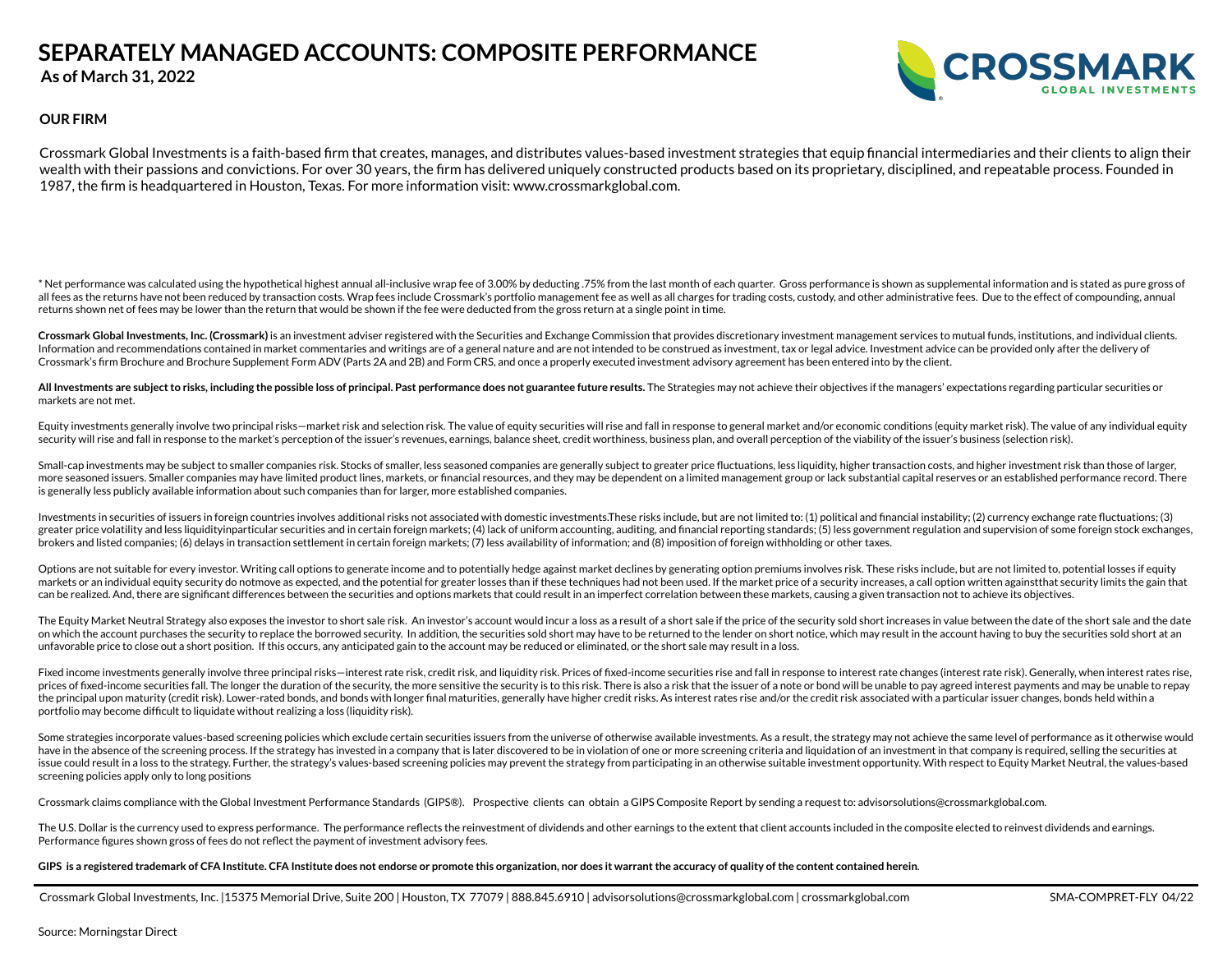# SEPARATELY MANAGED ACCOUNTS: COMPOSITE PERFORMANCE

**As of March 31, 2022**

CROSSMARK GLOBAL INVESTMENTS

**OUR FIRM**

Crossmark Global Investments is a faith-based firm that creates, manages, and distributes values-based investment strategies that equip financial intermediaries and their clients to align their wealth with their passions and convictions. For over 30 years, the firm has delivered uniquely constructed products based on its proprietary, disciplined, and repeatable process. Founded in 1987, the firm is headquartered in Houston, Texas. For more information visit: www.crossmarkglobal.com.

* Net performance was calculated using the hypothetical highest annual all-inclusive wrap fee of 3.00% by deducting .75% from the last month of each quarter. Gross performance is shown as supplemental information and is stated as pure gross of all fees as the returns have not been reduced by transaction costs. Wrap fees include Crossmark's portfolio management fee as well as all charges for trading costs, custody, and other administrative fees. Due to the effect of compounding, annual returns shown net of fees may be lower than the return that would be shown if the fee were deducted from the gross return at a single point in time.

**Crossmark Global Investments, Inc. (Crossmark)** is an investment adviser registered with the Securities and Exchange Commission that provides discretionary investment management services to mutual funds, institutions, and individual clients. Information and recommendations contained in market commentaries and writings are of a general nature and are not intended to be construed as investment, tax or legal advice. Investment advice can be provided only after the delivery of Crossmark's firm Brochure and Brochure Supplement Form ADV (Parts 2A and 2B) and Form CRS, and once a properly executed investment advisory agreement has been entered into by the client.

**All Investments are subject to risks, including the possible loss of principal. Past performance does not guarantee future results.** The Strategies may not achieve their objectives if the managers' expectations regarding particular securities or markets are not met.

Equity investments generally involve two principal risks—market risk and selection risk. The value of equity securities will rise and fall in response to general market and/or economic conditions (equity market risk). The value of any individual equity security will rise and fall in response to the market's perception of the issuer's revenues, earnings, balance sheet, credit worthiness, business plan, and overall perception of the viability of the issuer's business (selection risk).

Small-cap investments may be subject to smaller companies risk. Stocks of smaller, less seasoned companies are generally subject to greater price fluctuations, less liquidity, higher transaction costs, and higher investment risk than those of larger, more seasoned issuers. Smaller companies may have limited product lines, markets, or financial resources, and they may be dependent on a limited management group or lack substantial capital reserves or an established performance record. There is generally less publicly available information about such companies than for larger, more established companies.

Investments in securities of issuers in foreign countries involves additional risks not associated with domestic investments.These risks include, but are not limited to: (1) political and financial instability; (2) currency exchange rate fluctuations; (3) greater price volatility and less liquidityinparticular securities and in certain foreign markets; (4) lack of uniform accounting, auditing, and financial reporting standards; (5) less government regulation and supervision of some foreign stock exchanges, brokers and listed companies; (6) delays in transaction settlement in certain foreign markets; (7) less availability of information; and (8) imposition of foreign withholding or other taxes.

Options are not suitable for every investor. Writing call options to generate income and to potentially hedge against market declines by generating option premiums involves risk. These risks include, but are not limited to, potential losses if equity markets or an individual equity security do notmove as expected, and the potential for greater losses than if these techniques had not been used. If the market price of a security increases, a call option written againstthat security limits the gain that can be realized. And, there are significant differences between the securities and options markets that could result in an imperfect correlation between these markets, causing a given transaction not to achieve its objectives.

The Equity Market Neutral Strategy also exposes the investor to short sale risk. An investor's account would incur a loss as a result of a short sale if the price of the security sold short increases in value between the date of the short sale and the date on which the account purchases the security to replace the borrowed security. In addition, the securities sold short may have to be returned to the lender on short notice, which may result in the account having to buy the securities sold short at an unfavorable price to close out a short position. If this occurs, any anticipated gain to the account may be reduced or eliminated, or the short sale may result in a loss.

Fixed income investments generally involve three principal risks—interest rate risk, credit risk, and liquidity risk. Prices of fixed-income securities rise and fall in response to interest rate changes (interest rate risk). Generally, when interest rates rise, prices of fixed-income securities fall. The longer the duration of the security, the more sensitive the security is to this risk. There is also a risk that the issuer of a note or bond will be unable to pay agreed interest payments and may be unable to repay the principal upon maturity (credit risk). Lower-rated bonds, and bonds with longer final maturities, generally have higher credit risks. As interest rates rise and/or the credit risk associated with a particular issuer changes, bonds held within a portfolio may become difficult to liquidate without realizing a loss (liquidity risk).

Some strategies incorporate values-based screening policies which exclude certain securities issuers from the universe of otherwise available investments. As a result, the strategy may not achieve the same level of performance as it otherwise would have in the absence of the screening process. If the strategy has invested in a company that is later discovered to be in violation of one or more screening criteria and liquidation of an investment in that company is required, selling the securities at issue could result in a loss to the strategy. Further, the strategy's values-based screening policies may prevent the strategy from participating in an otherwise suitable investment opportunity. With respect to Equity Market Neutral, the values-based screening policies apply only to long positions

Crossmark claims compliance with the Global Investment Performance Standards (GIPS®). Prospective clients can obtain a GIPS Composite Report by sending a request to: advisorsolutions@crossmarkglobal.com.

The U.S. Dollar is the currency used to express performance. The performance reflects the reinvestment of dividends and other earnings to the extent that client accounts included in the composite elected to reinvest dividends and earnings. Performance figures shown gross of fees do not reflect the payment of investment advisory fees.

**GIPS is a registered trademark of CFA Institute. CFA Institute does not endorse or promote this organization, nor does it warrant the accuracy of quality of the content contained herein.**

Crossmark Global Investments, Inc. |15375 Memorial Drive, Suite 200 | Houston, TX 77079 | 888.845.6910 | advisorsolutions@crossmarkglobal.com | crossmarkglobal.com SMA-COMPRET-FLY 04/22

Source: Morningstar Direct